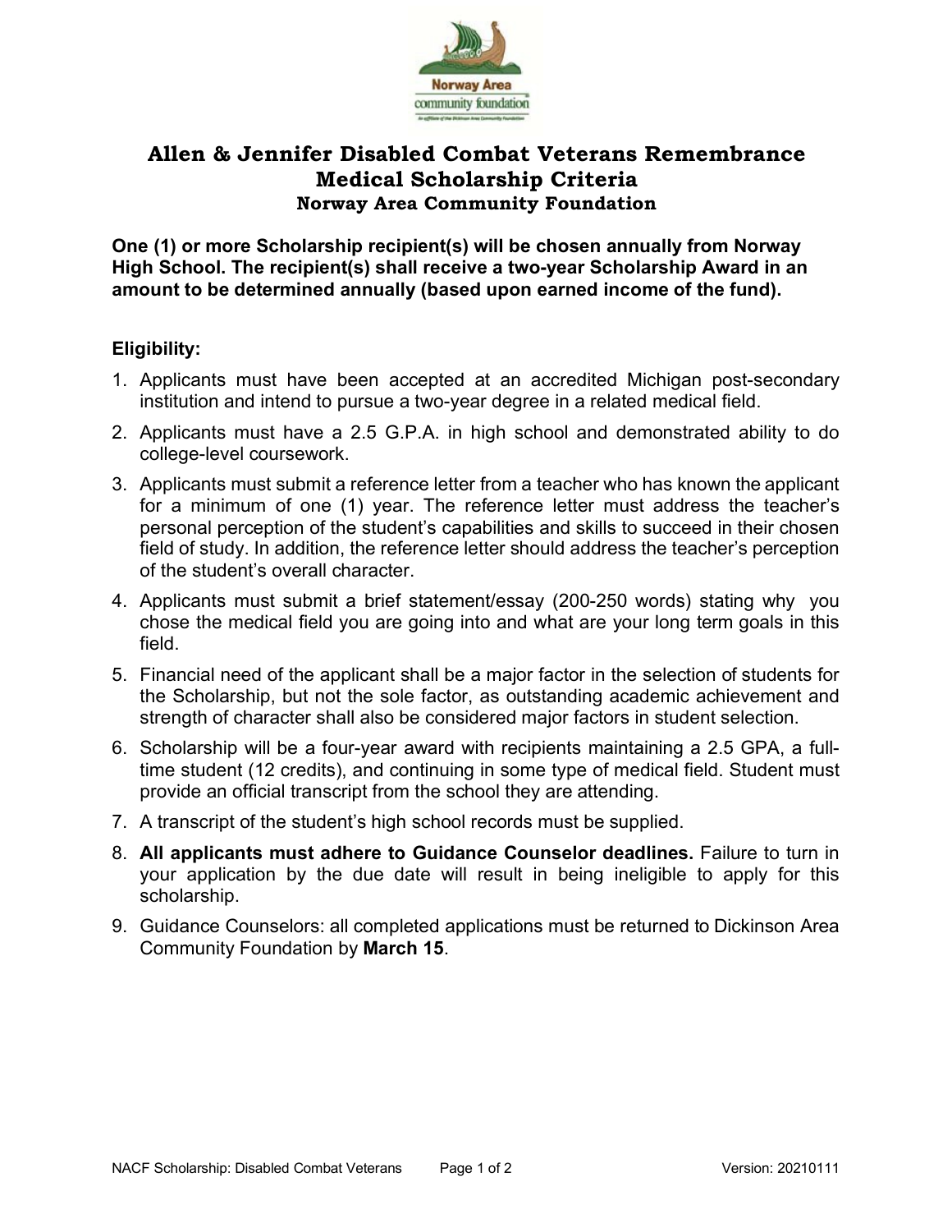# Allen & Jennifer Disabled Combat Veterans Remembrance Medical Scholarship Criteria

## Norway Area Community Foundation

**One (1) or more Scholarship recipient(s) will be chosen annually from Norway High School. The recipient(s) shall receive a two-year Scholarship Award in an amount to be determined annually (based upon earned income of the fund).**

**Eligibility:**

1. Applicants must have been accepted at an accredited Michigan post-secondary institution and intend to pursue a two-year degree in a related medical field.
2. Applicants must have a 2.5 G.P.A. in high school and demonstrated ability to do college-level coursework.
3. Applicants must submit a reference letter from a teacher who has known the applicant for a minimum of one (1) year. The reference letter must address the teacher's personal perception of the student's capabilities and skills to succeed in their chosen field of study. In addition, the reference letter should address the teacher's perception of the student's overall character.
4. Applicants must submit a brief statement/essay (200-250 words) stating why you chose the medical field you are going into and what are your long term goals in this field.
5. Financial need of the applicant shall be a major factor in the selection of students for the Scholarship, but not the sole factor, as outstanding academic achievement and strength of character shall also be considered major factors in student selection.
6. Scholarship will be a four-year award with recipients maintaining a 2.5 GPA, a full-time student (12 credits), and continuing in some type of medical field. Student must provide an official transcript from the school they are attending.
7. A transcript of the student's high school records must be supplied.
8. **All applicants must adhere to Guidance Counselor deadlines.** Failure to turn in your application by the due date will result in being ineligible to apply for this scholarship.
9. Guidance Counselors: all completed applications must be returned to Dickinson Area Community Foundation by **March 15**.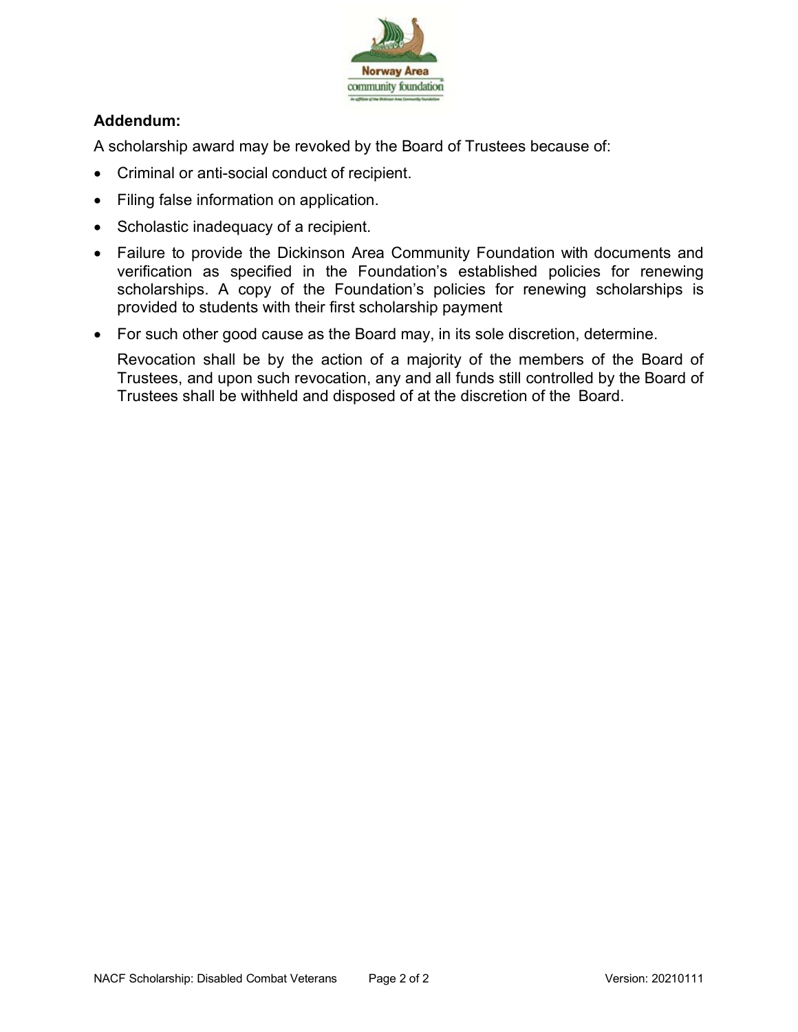**Addendum:**

A scholarship award may be revoked by the Board of Trustees because of:

- Criminal or anti-social conduct of recipient.
- Filing false information on application.
- Scholastic inadequacy of a recipient.
- Failure to provide the Dickinson Area Community Foundation with documents and verification as specified in the Foundation's established policies for renewing scholarships. A copy of the Foundation's policies for renewing scholarships is provided to students with their first scholarship payment
- For such other good cause as the Board may, in its sole discretion, determine.

  Revocation shall be by the action of a majority of the members of the Board of Trustees, and upon such revocation, any and all funds still controlled by the Board of Trustees shall be withheld and disposed of at the discretion of the Board.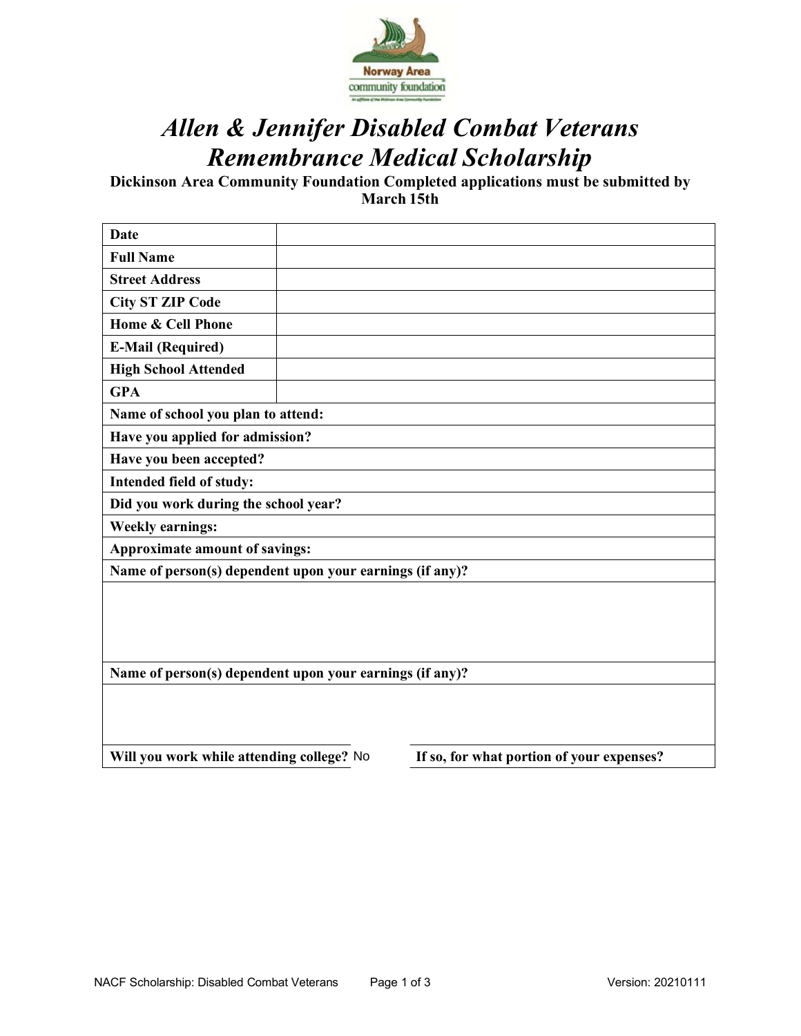# *Allen & Jennifer Disabled Combat Veterans Remembrance Medical Scholarship*

**Dickinson Area Community Foundation Completed applications must be submitted by March 15th**

| | |
|---|---|
| **Date** | |
| **Full Name** | |
| **Street Address** | |
| **City ST ZIP Code** | |
| **Home & Cell Phone** | |
| **E-Mail (Required)** | |
| **High School Attended** | |
| **GPA** | |

**Name of school you plan to attend:**

**Have you applied for admission?**

**Have you been accepted?**

**Intended field of study:**

**Did you work during the school year?**

**Weekly earnings:**

**Approximate amount of savings:**

**Name of person(s) dependent upon your earnings (if any)?**

**Name of person(s) dependent upon your earnings (if any)?**

| | |
|---|---|
| **Will you work while attending college?** No | **If so, for what portion of your expenses?** |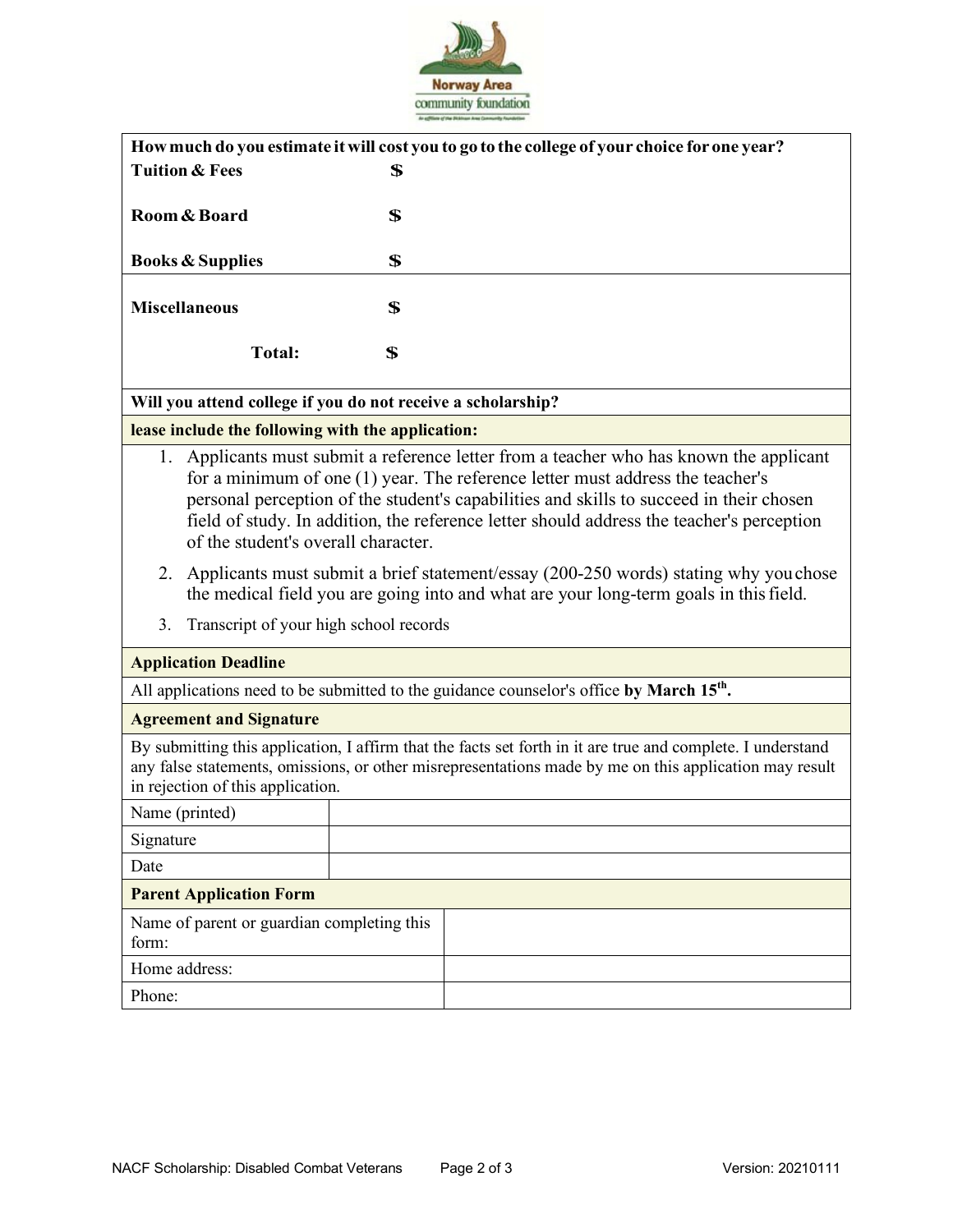Norway Area community foundation

| **How much do you estimate it will cost you to go to the college of your choice for one year?** | |
|---|---|
| **Tuition & Fees** | **$** |
| **Room & Board** | **$** |
| **Books & Supplies** | **$** |
| **Miscellaneous** | **$** |
| **Total:** | **$** |
| **Will you attend college if you do not receive a scholarship?** | |

**lease include the following with the application:**

1. Applicants must submit a reference letter from a teacher who has known the applicant for a minimum of one (1) year. The reference letter must address the teacher's personal perception of the student's capabilities and skills to succeed in their chosen field of study. In addition, the reference letter should address the teacher's perception of the student's overall character.
2. Applicants must submit a brief statement/essay (200-250 words) stating why you chose the medical field you are going into and what are your long-term goals in this field.
3. Transcript of your high school records

**Application Deadline**

All applications need to be submitted to the guidance counselor's office **by March 15th.**

**Agreement and Signature**

By submitting this application, I affirm that the facts set forth in it are true and complete. I understand any false statements, omissions, or other misrepresentations made by me on this application may result in rejection of this application.

| Name (printed) | |
|---|---|
| Signature | |
| Date | |

**Parent Application Form**

| Name of parent or guardian completing this form: | |
|---|---|
| Home address: | |
| Phone: | |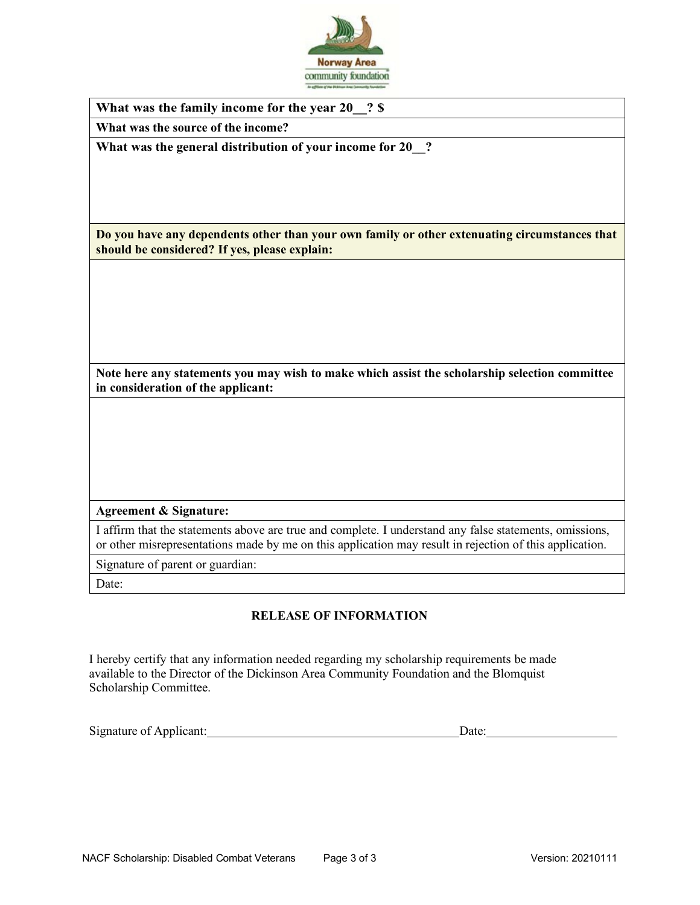Norway Area community foundation

**What was the family income for the year 20__? $**

**What was the source of the income?**

**What was the general distribution of your income for 20__?**

**Do you have any dependents other than your own family or other extenuating circumstances that should be considered? If yes, please explain:**

**Note here any statements you may wish to make which assist the scholarship selection committee in consideration of the applicant:**

**Agreement & Signature:**

I affirm that the statements above are true and complete. I understand any false statements, omissions, or other misrepresentations made by me on this application may result in rejection of this application.

Signature of parent or guardian:

Date:

## RELEASE OF INFORMATION

I hereby certify that any information needed regarding my scholarship requirements be made available to the Director of the Dickinson Area Community Foundation and the Blomquist Scholarship Committee.

Signature of Applicant:\_\_\_\_\_\_\_\_\_\_\_\_\_\_\_\_\_\_\_\_\_\_\_\_\_\_\_\_\_\_\_\_\_\_\_\_\_\_\_\_Date:\_\_\_\_\_\_\_\_\_\_\_\_\_\_\_\_\_\_\_\_\_